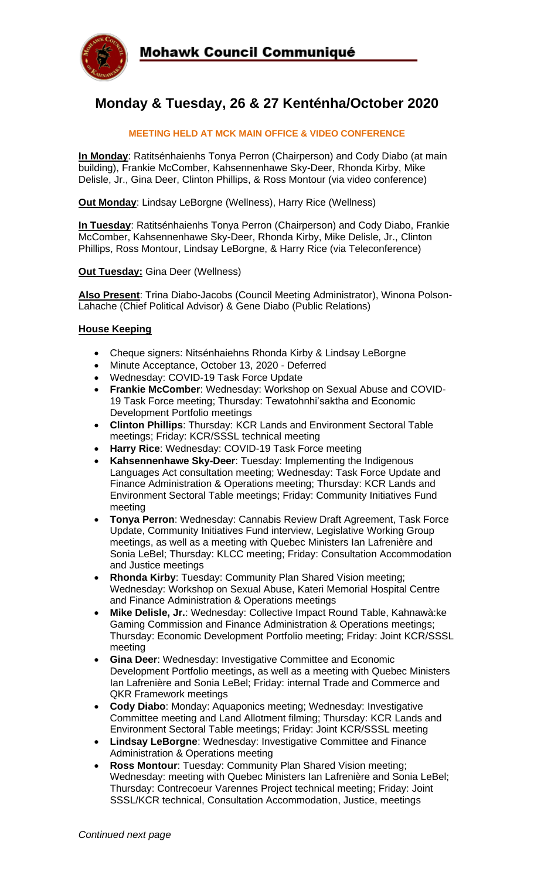# Mohawk Council Communiqué

## Monday & Tuesday, 26 & 27 Kenténha/October 2020

**MEETING HELD AT MCK MAIN OFFICE & VIDEO CONFERENCE**

**In Monday**: Ratitsénhaienhs Tonya Perron (Chairperson) and Cody Diabo (at main building), Frankie McComber, Kahsennenhawe Sky-Deer, Rhonda Kirby, Mike Delisle, Jr., Gina Deer, Clinton Phillips, & Ross Montour (via video conference)

**Out Monday**: Lindsay LeBorgne (Wellness), Harry Rice (Wellness)

**In Tuesday**: Ratitsénhaienhs Tonya Perron (Chairperson) and Cody Diabo, Frankie McComber, Kahsennenhawe Sky-Deer, Rhonda Kirby, Mike Delisle, Jr., Clinton Phillips, Ross Montour, Lindsay LeBorgne, & Harry Rice (via Teleconference)

**Out Tuesday:** Gina Deer (Wellness)

**Also Present**: Trina Diabo-Jacobs (Council Meeting Administrator), Winona Polson-Lahache (Chief Political Advisor) & Gene Diabo (Public Relations)

**House Keeping**

- Cheque signers: Nitsénhaiehns Rhonda Kirby & Lindsay LeBorgne
- Minute Acceptance, October 13, 2020 - Deferred
- Wednesday: COVID-19 Task Force Update
- **Frankie McComber**: Wednesday: Workshop on Sexual Abuse and COVID-19 Task Force meeting; Thursday: Tewatohnhi'saktha and Economic Development Portfolio meetings
- **Clinton Phillips**: Thursday: KCR Lands and Environment Sectoral Table meetings; Friday: KCR/SSSL technical meeting
- **Harry Rice**: Wednesday: COVID-19 Task Force meeting
- **Kahsennenhawe Sky-Deer**: Tuesday: Implementing the Indigenous Languages Act consultation meeting; Wednesday: Task Force Update and Finance Administration & Operations meeting; Thursday: KCR Lands and Environment Sectoral Table meetings; Friday: Community Initiatives Fund meeting
- **Tonya Perron**: Wednesday: Cannabis Review Draft Agreement, Task Force Update, Community Initiatives Fund interview, Legislative Working Group meetings, as well as a meeting with Quebec Ministers Ian Lafrenière and Sonia LeBel; Thursday: KLCC meeting; Friday: Consultation Accommodation and Justice meetings
- **Rhonda Kirby**: Tuesday: Community Plan Shared Vision meeting; Wednesday: Workshop on Sexual Abuse, Kateri Memorial Hospital Centre and Finance Administration & Operations meetings
- **Mike Delisle, Jr.**: Wednesday: Collective Impact Round Table, Kahnawà:ke Gaming Commission and Finance Administration & Operations meetings; Thursday: Economic Development Portfolio meeting; Friday: Joint KCR/SSSL meeting
- **Gina Deer**: Wednesday: Investigative Committee and Economic Development Portfolio meetings, as well as a meeting with Quebec Ministers Ian Lafrenière and Sonia LeBel; Friday: internal Trade and Commerce and QKR Framework meetings
- **Cody Diabo**: Monday: Aquaponics meeting; Wednesday: Investigative Committee meeting and Land Allotment filming; Thursday: KCR Lands and Environment Sectoral Table meetings; Friday: Joint KCR/SSSL meeting
- **Lindsay LeBorgne**: Wednesday: Investigative Committee and Finance Administration & Operations meeting
- **Ross Montour**: Tuesday: Community Plan Shared Vision meeting; Wednesday: meeting with Quebec Ministers Ian Lafrenière and Sonia LeBel; Thursday: Contrecoeur Varennes Project technical meeting; Friday: Joint SSSL/KCR technical, Consultation Accommodation, Justice, meetings

*Continued next page*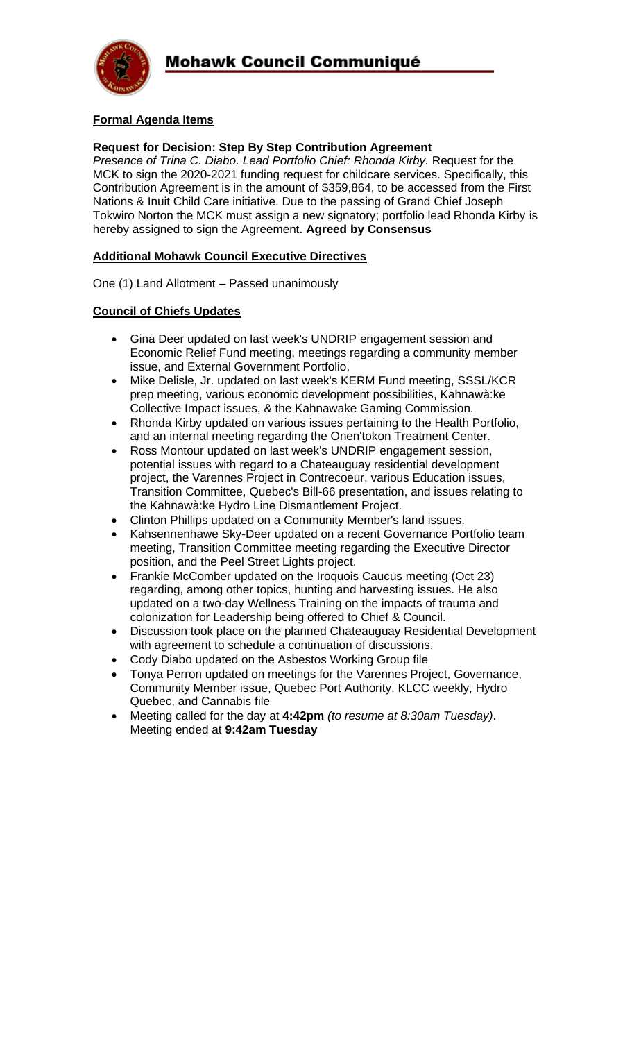# Mohawk Council Communiqué

**Formal Agenda Items**

**Request for Decision: Step By Step Contribution Agreement**
*Presence of Trina C. Diabo. Lead Portfolio Chief: Rhonda Kirby.* Request for the MCK to sign the 2020-2021 funding request for childcare services. Specifically, this Contribution Agreement is in the amount of $359,864, to be accessed from the First Nations & Inuit Child Care initiative. Due to the passing of Grand Chief Joseph Tokwiro Norton the MCK must assign a new signatory; portfolio lead Rhonda Kirby is hereby assigned to sign the Agreement. **Agreed by Consensus**

**Additional Mohawk Council Executive Directives**

One (1) Land Allotment – Passed unanimously

**Council of Chiefs Updates**

- Gina Deer updated on last week's UNDRIP engagement session and Economic Relief Fund meeting, meetings regarding a community member issue, and External Government Portfolio.
- Mike Delisle, Jr. updated on last week's KERM Fund meeting, SSSL/KCR prep meeting, various economic development possibilities, Kahnawà:ke Collective Impact issues, & the Kahnawake Gaming Commission.
- Rhonda Kirby updated on various issues pertaining to the Health Portfolio, and an internal meeting regarding the Onen'tokon Treatment Center.
- Ross Montour updated on last week's UNDRIP engagement session, potential issues with regard to a Chateauguay residential development project, the Varennes Project in Contrecoeur, various Education issues, Transition Committee, Quebec's Bill-66 presentation, and issues relating to the Kahnawà:ke Hydro Line Dismantlement Project.
- Clinton Phillips updated on a Community Member's land issues.
- Kahsennenhawe Sky-Deer updated on a recent Governance Portfolio team meeting, Transition Committee meeting regarding the Executive Director position, and the Peel Street Lights project.
- Frankie McComber updated on the Iroquois Caucus meeting (Oct 23) regarding, among other topics, hunting and harvesting issues. He also updated on a two-day Wellness Training on the impacts of trauma and colonization for Leadership being offered to Chief & Council.
- Discussion took place on the planned Chateauguay Residential Development with agreement to schedule a continuation of discussions.
- Cody Diabo updated on the Asbestos Working Group file
- Tonya Perron updated on meetings for the Varennes Project, Governance, Community Member issue, Quebec Port Authority, KLCC weekly, Hydro Quebec, and Cannabis file
- Meeting called for the day at **4:42pm** *(to resume at 8:30am Tuesday)*. Meeting ended at **9:42am Tuesday**